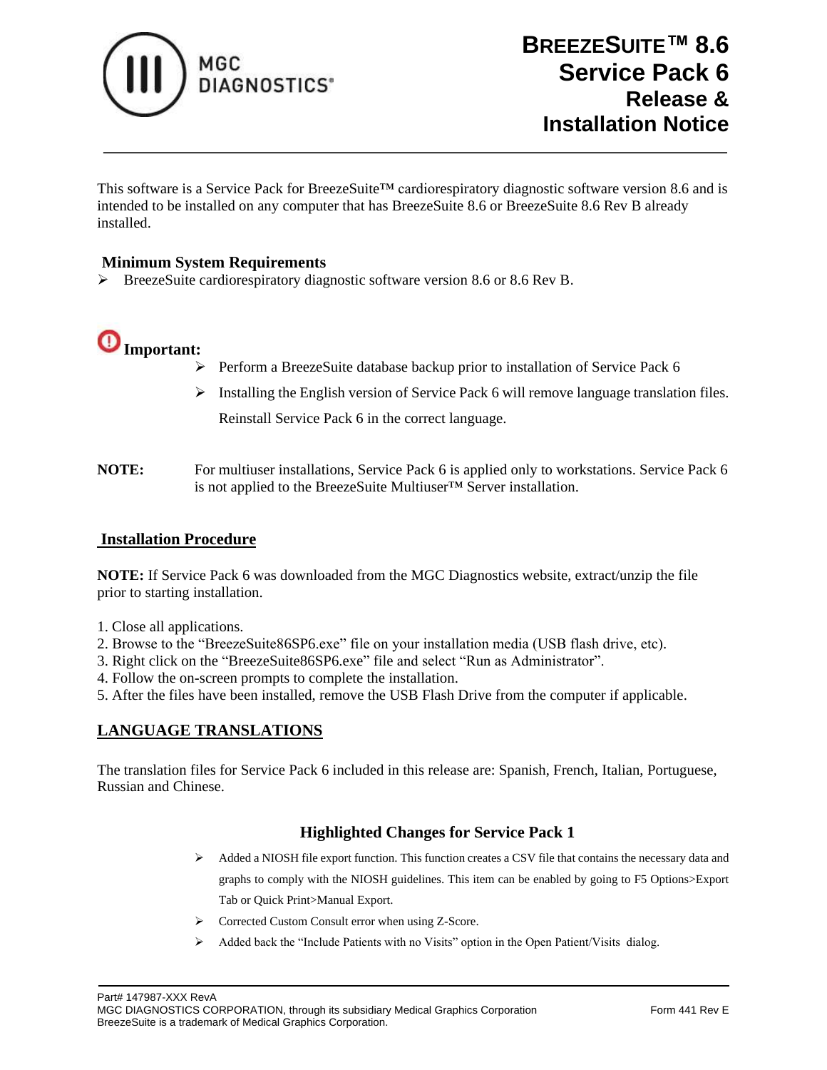# BreezeSuite™ 8.6 Service Pack 6 Release & Installation Notice

This software is a Service Pack for BreezeSuite™ cardiorespiratory diagnostic software version 8.6 and is intended to be installed on any computer that has BreezeSuite 8.6 or BreezeSuite 8.6 Rev B already installed.

## Minimum System Requirements

- BreezeSuite cardiorespiratory diagnostic software version 8.6 or 8.6 Rev B.

**Important:**

- Perform a BreezeSuite database backup prior to installation of Service Pack 6
- Installing the English version of Service Pack 6 will remove language translation files. Reinstall Service Pack 6 in the correct language.

**NOTE:** For multiuser installations, Service Pack 6 is applied only to workstations. Service Pack 6 is not applied to the BreezeSuite Multiuser™ Server installation.

## Installation Procedure

**NOTE:** If Service Pack 6 was downloaded from the MGC Diagnostics website, extract/unzip the file prior to starting installation.

1. Close all applications.
2. Browse to the "BreezeSuite86SP6.exe" file on your installation media (USB flash drive, etc).
3. Right click on the "BreezeSuite86SP6.exe" file and select "Run as Administrator".
4. Follow the on-screen prompts to complete the installation.
5. After the files have been installed, remove the USB Flash Drive from the computer if applicable.

## LANGUAGE TRANSLATIONS

The translation files for Service Pack 6 included in this release are: Spanish, French, Italian, Portuguese, Russian and Chinese.

### Highlighted Changes for Service Pack 1

- Added a NIOSH file export function. This function creates a CSV file that contains the necessary data and graphs to comply with the NIOSH guidelines. This item can be enabled by going to F5 Options>Export Tab or Quick Print>Manual Export.
- Corrected Custom Consult error when using Z-Score.
- Added back the "Include Patients with no Visits" option in the Open Patient/Visits dialog.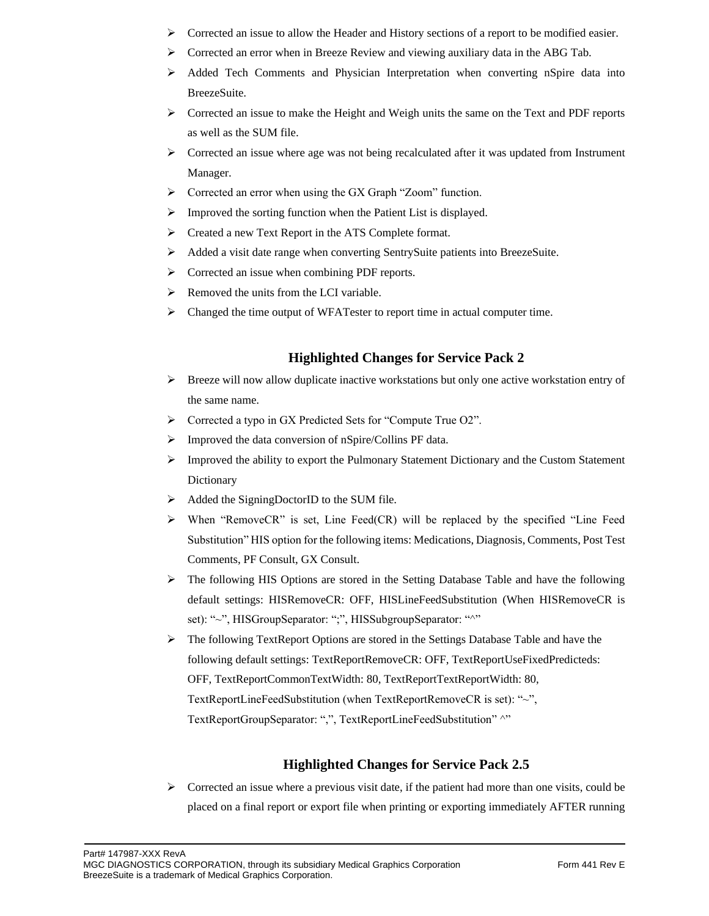- Corrected an issue to allow the Header and History sections of a report to be modified easier.
- Corrected an error when in Breeze Review and viewing auxiliary data in the ABG Tab.
- Added Tech Comments and Physician Interpretation when converting nSpire data into BreezeSuite.
- Corrected an issue to make the Height and Weigh units the same on the Text and PDF reports as well as the SUM file.
- Corrected an issue where age was not being recalculated after it was updated from Instrument Manager.
- Corrected an error when using the GX Graph “Zoom” function.
- Improved the sorting function when the Patient List is displayed.
- Created a new Text Report in the ATS Complete format.
- Added a visit date range when converting SentrySuite patients into BreezeSuite.
- Corrected an issue when combining PDF reports.
- Removed the units from the LCI variable.
- Changed the time output of WFATester to report time in actual computer time.

## Highlighted Changes for Service Pack 2

- Breeze will now allow duplicate inactive workstations but only one active workstation entry of the same name.
- Corrected a typo in GX Predicted Sets for “Compute True O2”.
- Improved the data conversion of nSpire/Collins PF data.
- Improved the ability to export the Pulmonary Statement Dictionary and the Custom Statement Dictionary
- Added the SigningDoctorID to the SUM file.
- When “RemoveCR” is set, Line Feed(CR) will be replaced by the specified “Line Feed Substitution” HIS option for the following items: Medications, Diagnosis, Comments, Post Test Comments, PF Consult, GX Consult.
- The following HIS Options are stored in the Setting Database Table and have the following default settings: HISRemoveCR: OFF, HISLineFeedSubstitution (When HISRemoveCR is set): “~”, HISGroupSeparator: “;”, HISSubgroupSeparator: “^”
- The following TextReport Options are stored in the Settings Database Table and have the following default settings: TextReportRemoveCR: OFF, TextReportUseFixedPredicteds: OFF, TextReportCommonTextWidth: 80, TextReportTextReportWidth: 80, TextReportLineFeedSubstitution (when TextReportRemoveCR is set): “~”, TextReportGroupSeparator: “,”, TextReportLineFeedSubstitution” ^”

## Highlighted Changes for Service Pack 2.5

- Corrected an issue where a previous visit date, if the patient had more than one visits, could be placed on a final report or export file when printing or exporting immediately AFTER running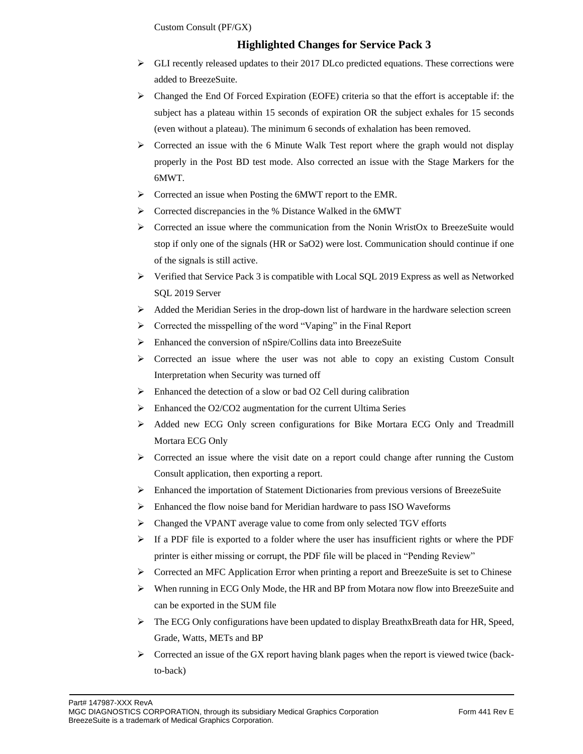Custom Consult (PF/GX)

## Highlighted Changes for Service Pack 3

- GLI recently released updates to their 2017 DLco predicted equations. These corrections were added to BreezeSuite.
- Changed the End Of Forced Expiration (EOFE) criteria so that the effort is acceptable if: the subject has a plateau within 15 seconds of expiration OR the subject exhales for 15 seconds (even without a plateau). The minimum 6 seconds of exhalation has been removed.
- Corrected an issue with the 6 Minute Walk Test report where the graph would not display properly in the Post BD test mode. Also corrected an issue with the Stage Markers for the 6MWT.
- Corrected an issue when Posting the 6MWT report to the EMR.
- Corrected discrepancies in the % Distance Walked in the 6MWT
- Corrected an issue where the communication from the Nonin WristOx to BreezeSuite would stop if only one of the signals (HR or SaO2) were lost. Communication should continue if one of the signals is still active.
- Verified that Service Pack 3 is compatible with Local SQL 2019 Express as well as Networked SQL 2019 Server
- Added the Meridian Series in the drop-down list of hardware in the hardware selection screen
- Corrected the misspelling of the word "Vaping" in the Final Report
- Enhanced the conversion of nSpire/Collins data into BreezeSuite
- Corrected an issue where the user was not able to copy an existing Custom Consult Interpretation when Security was turned off
- Enhanced the detection of a slow or bad O2 Cell during calibration
- Enhanced the O2/CO2 augmentation for the current Ultima Series
- Added new ECG Only screen configurations for Bike Mortara ECG Only and Treadmill Mortara ECG Only
- Corrected an issue where the visit date on a report could change after running the Custom Consult application, then exporting a report.
- Enhanced the importation of Statement Dictionaries from previous versions of BreezeSuite
- Enhanced the flow noise band for Meridian hardware to pass ISO Waveforms
- Changed the VPANT average value to come from only selected TGV efforts
- If a PDF file is exported to a folder where the user has insufficient rights or where the PDF printer is either missing or corrupt, the PDF file will be placed in "Pending Review"
- Corrected an MFC Application Error when printing a report and BreezeSuite is set to Chinese
- When running in ECG Only Mode, the HR and BP from Motara now flow into BreezeSuite and can be exported in the SUM file
- The ECG Only configurations have been updated to display BreathxBreath data for HR, Speed, Grade, Watts, METs and BP
- Corrected an issue of the GX report having blank pages when the report is viewed twice (back-to-back)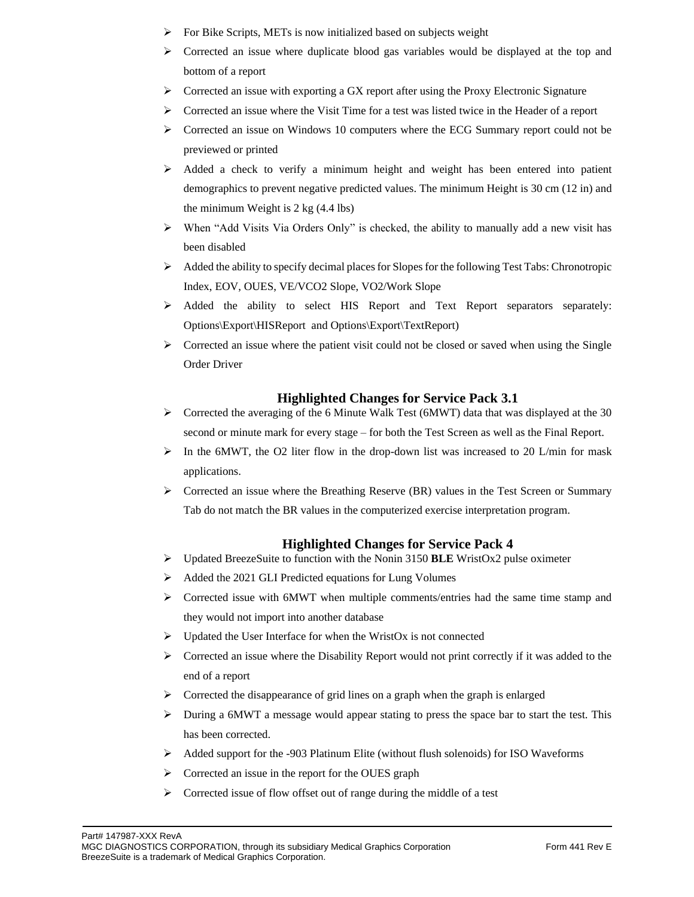- For Bike Scripts, METs is now initialized based on subjects weight
- Corrected an issue where duplicate blood gas variables would be displayed at the top and bottom of a report
- Corrected an issue with exporting a GX report after using the Proxy Electronic Signature
- Corrected an issue where the Visit Time for a test was listed twice in the Header of a report
- Corrected an issue on Windows 10 computers where the ECG Summary report could not be previewed or printed
- Added a check to verify a minimum height and weight has been entered into patient demographics to prevent negative predicted values. The minimum Height is 30 cm (12 in) and the minimum Weight is 2 kg (4.4 lbs)
- When "Add Visits Via Orders Only" is checked, the ability to manually add a new visit has been disabled
- Added the ability to specify decimal places for Slopes for the following Test Tabs: Chronotropic Index, EOV, OUES, VE/VCO2 Slope, VO2/Work Slope
- Added the ability to select HIS Report and Text Report separators separately: Options\Export\HISReport and Options\Export\TextReport)
- Corrected an issue where the patient visit could not be closed or saved when using the Single Order Driver

## Highlighted Changes for Service Pack 3.1

- Corrected the averaging of the 6 Minute Walk Test (6MWT) data that was displayed at the 30 second or minute mark for every stage – for both the Test Screen as well as the Final Report.
- In the 6MWT, the O2 liter flow in the drop-down list was increased to 20 L/min for mask applications.
- Corrected an issue where the Breathing Reserve (BR) values in the Test Screen or Summary Tab do not match the BR values in the computerized exercise interpretation program.

## Highlighted Changes for Service Pack 4

- Updated BreezeSuite to function with the Nonin 3150 **BLE** WristOx2 pulse oximeter
- Added the 2021 GLI Predicted equations for Lung Volumes
- Corrected issue with 6MWT when multiple comments/entries had the same time stamp and they would not import into another database
- Updated the User Interface for when the WristOx is not connected
- Corrected an issue where the Disability Report would not print correctly if it was added to the end of a report
- Corrected the disappearance of grid lines on a graph when the graph is enlarged
- During a 6MWT a message would appear stating to press the space bar to start the test. This has been corrected.
- Added support for the -903 Platinum Elite (without flush solenoids) for ISO Waveforms
- Corrected an issue in the report for the OUES graph
- Corrected issue of flow offset out of range during the middle of a test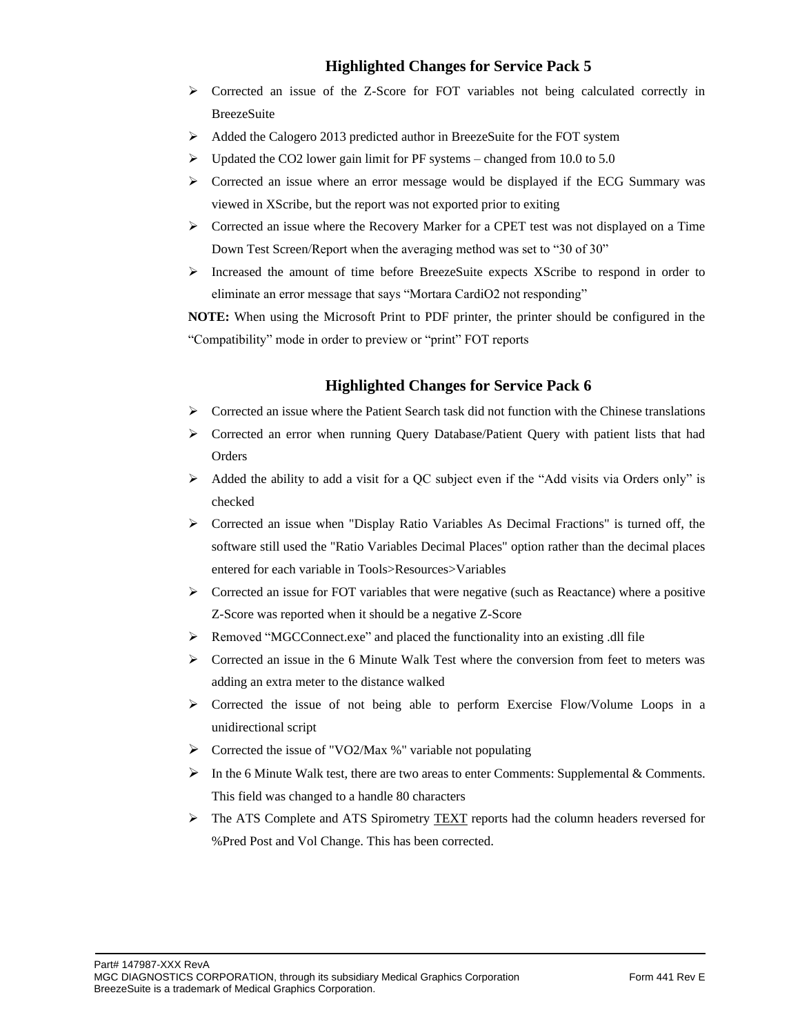## Highlighted Changes for Service Pack 5

- Corrected an issue of the Z-Score for FOT variables not being calculated correctly in BreezeSuite
- Added the Calogero 2013 predicted author in BreezeSuite for the FOT system
- Updated the $CO_2$ lower gain limit for PF systems – changed from 10.0 to 5.0
- Corrected an issue where an error message would be displayed if the ECG Summary was viewed in XScribe, but the report was not exported prior to exiting
- Corrected an issue where the Recovery Marker for a CPET test was not displayed on a Time Down Test Screen/Report when the averaging method was set to "30 of 30"
- Increased the amount of time before BreezeSuite expects XScribe to respond in order to eliminate an error message that says "Mortara CardiO2 not responding"

**NOTE:** When using the Microsoft Print to PDF printer, the printer should be configured in the "Compatibility" mode in order to preview or "print" FOT reports

## Highlighted Changes for Service Pack 6

- Corrected an issue where the Patient Search task did not function with the Chinese translations
- Corrected an error when running Query Database/Patient Query with patient lists that had Orders
- Added the ability to add a visit for a QC subject even if the "Add visits via Orders only" is checked
- Corrected an issue when "Display Ratio Variables As Decimal Fractions" is turned off, the software still used the "Ratio Variables Decimal Places" option rather than the decimal places entered for each variable in Tools>Resources>Variables
- Corrected an issue for FOT variables that were negative (such as Reactance) where a positive Z-Score was reported when it should be a negative Z-Score
- Removed "MGCConnect.exe" and placed the functionality into an existing .dll file
- Corrected an issue in the 6 Minute Walk Test where the conversion from feet to meters was adding an extra meter to the distance walked
- Corrected the issue of not being able to perform Exercise Flow/Volume Loops in a unidirectional script
- Corrected the issue of "VO2/Max %" variable not populating
- In the 6 Minute Walk test, there are two areas to enter Comments: Supplemental & Comments. This field was changed to a handle 80 characters
- The ATS Complete and ATS Spirometry <u>TEXT</u> reports had the column headers reversed for %Pred Post and Vol Change. This has been corrected.